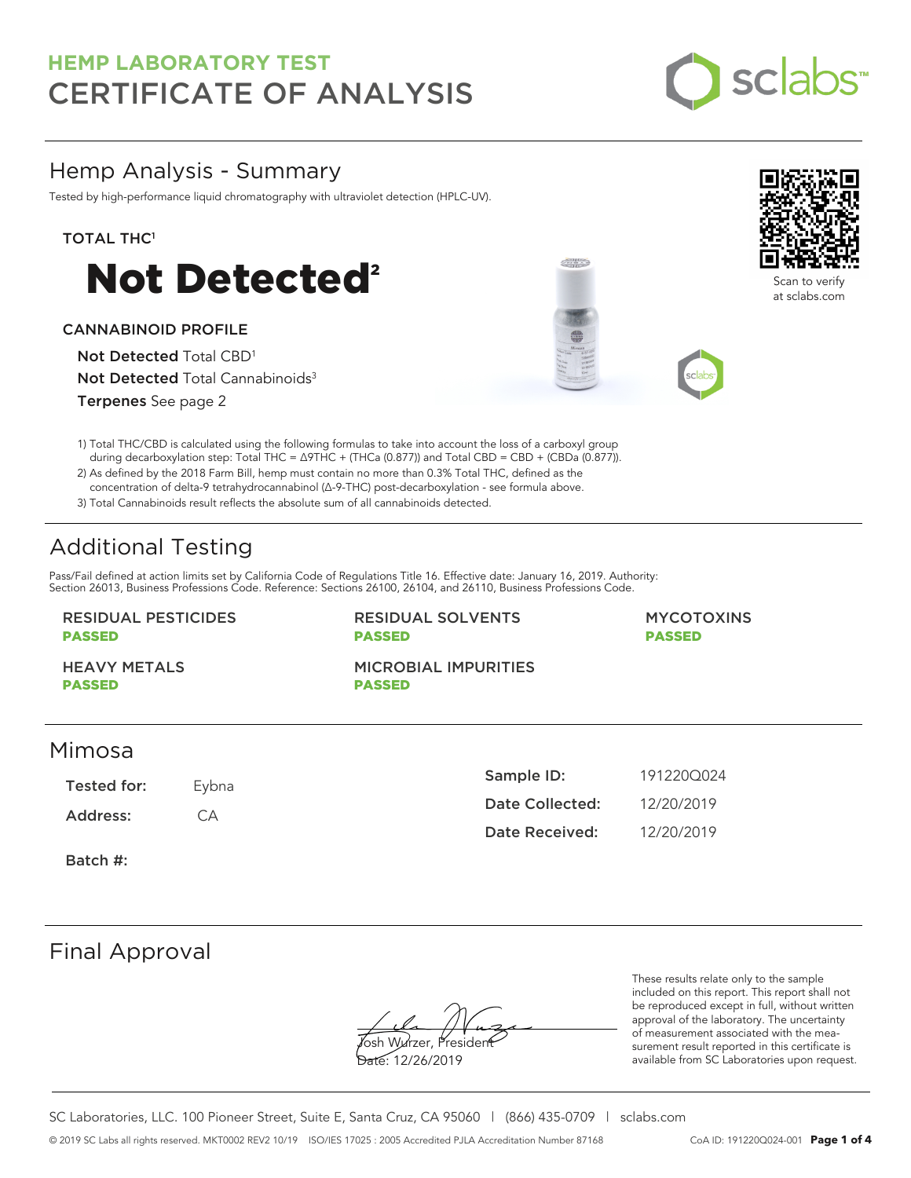# HEMP LABORATORY TEST
# CERTIFICATE OF ANALYSIS

sclabs™

## Hemp Analysis - Summary

Tested by high-performance liquid chromatography with ultraviolet detection (HPLC-UV).

Scan to verify at sclabs.com

### TOTAL THC[1]

# Not Detected[2]

### CANNABINOID PROFILE

**Not Detected** Total CBD[1]

**Not Detected** Total Cannabinoids[3]

**Terpenes** See page 2

1) Total THC/CBD is calculated using the following formulas to take into account the loss of a carboxyl group during decarboxylation step: Total THC = Δ9THC + (THCa (0.877)) and Total CBD = CBD + (CBDa (0.877)).
2) As defined by the 2018 Farm Bill, hemp must contain no more than 0.3% Total THC, defined as the concentration of delta-9 tetrahydrocannabinol (Δ-9-THC) post-decarboxylation - see formula above.
3) Total Cannabinoids result reflects the absolute sum of all cannabinoids detected.

## Additional Testing

Pass/Fail defined at action limits set by California Code of Regulations Title 16. Effective date: January 16, 2019. Authority: Section 26013, Business Professions Code. Reference: Sections 26100, 26104, and 26110, Business Professions Code.

RESIDUAL PESTICIDES
**PASSED**

RESIDUAL SOLVENTS
**PASSED**

MYCOTOXINS
**PASSED**

HEAVY METALS
**PASSED**

MICROBIAL IMPURITIES
**PASSED**

## Mimosa

**Tested for:** Eybna

**Address:** CA

**Batch #:**

**Sample ID:** 191220Q024

**Date Collected:** 12/20/2019

**Date Received:** 12/20/2019

## Final Approval

Josh Wurzer, President

Date: 12/26/2019

These results relate only to the sample included on this report. This report shall not be reproduced except in full, without written approval of the laboratory. The uncertainty of measurement associated with the measurement result reported in this certificate is available from SC Laboratories upon request.

SC Laboratories, LLC. 100 Pioneer Street, Suite E, Santa Cruz, CA 95060 | (866) 435-0709 | sclabs.com

© 2019 SC Labs all rights reserved. MKT0002 REV2 10/19 ISO/IES 17025 : 2005 Accredited PJLA Accreditation Number 87168 CoA ID: 191220Q024-001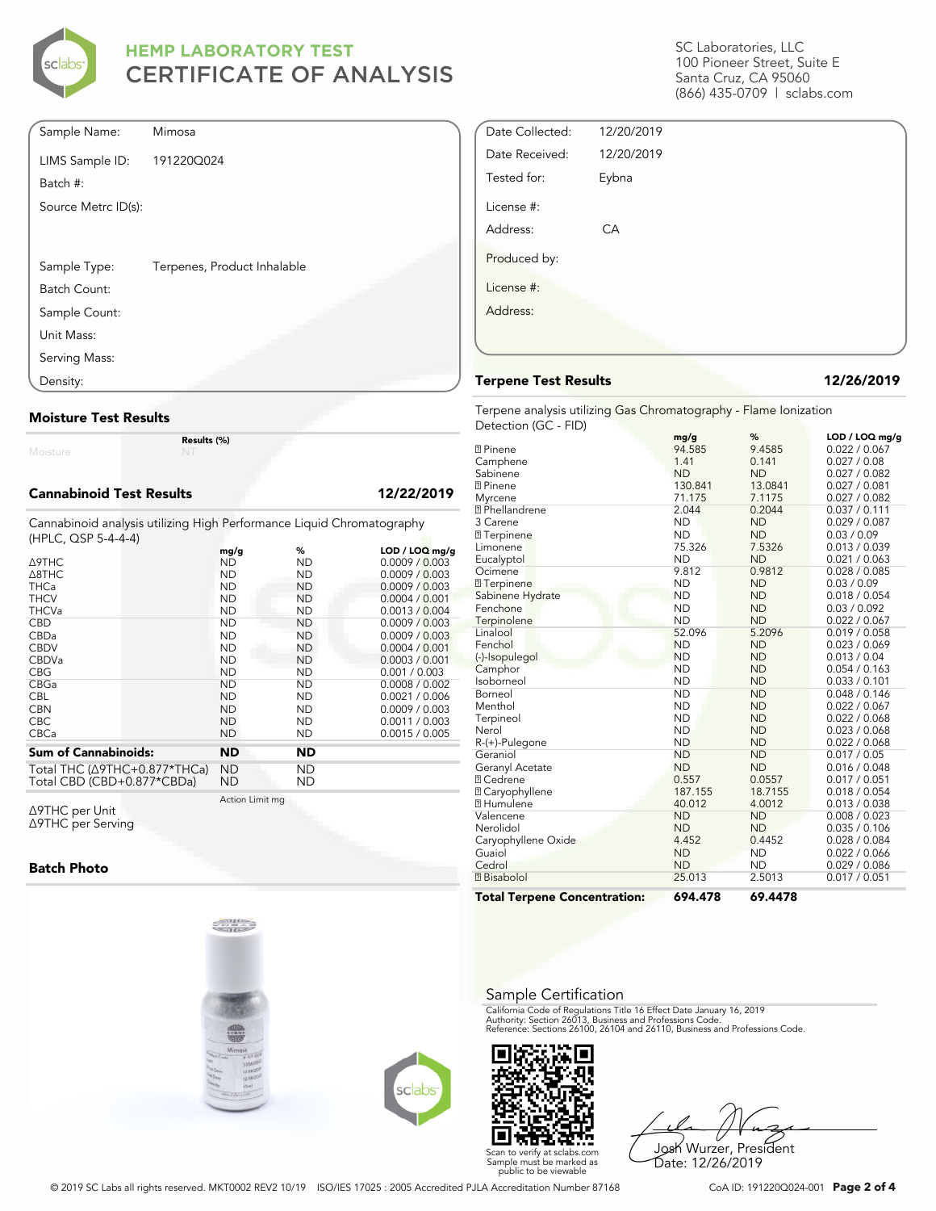# HEMP LABORATORY TEST
## CERTIFICATE OF ANALYSIS

SC Laboratories, LLC
100 Pioneer Street, Suite E
Santa Cruz, CA 95060
(866) 435-0709 | sclabs.com

| | |
|---|---|
| Sample Name: | Mimosa |
| LIMS Sample ID: | 191220Q024 |
| Batch #: | |
| Source Metrc ID(s): | |
| Sample Type: | Terpenes, Product Inhalable |
| Batch Count: | |
| Sample Count: | |
| Unit Mass: | |
| Serving Mass: | |
| Density: | |

| | |
|---|---|
| Date Collected: | 12/20/2019 |
| Date Received: | 12/20/2019 |
| Tested for: | Eybna |
| License #: | |
| Address: | CA |
| Produced by: | |
| License #: | |
| Address: | |

### Moisture Test Results

| | Results (%) |
|---|---|
| Moisture | NT |

### Cannabinoid Test Results — 12/22/2019

Cannabinoid analysis utilizing High Performance Liquid Chromatography (HPLC, QSP 5-4-4-4)

| | mg/g | % | LOD / LOQ mg/g |
|---|---|---|---|
| Δ9THC | ND | ND | 0.0009 / 0.003 |
| Δ8THC | ND | ND | 0.0009 / 0.003 |
| THCa | ND | ND | 0.0009 / 0.003 |
| THCV | ND | ND | 0.0004 / 0.001 |
| THCVa | ND | ND | 0.0013 / 0.004 |
| CBD | ND | ND | 0.0009 / 0.003 |
| CBDa | ND | ND | 0.0009 / 0.003 |
| CBDV | ND | ND | 0.0004 / 0.001 |
| CBDVa | ND | ND | 0.0003 / 0.001 |
| CBG | ND | ND | 0.001 / 0.003 |
| CBGa | ND | ND | 0.0008 / 0.002 |
| CBL | ND | ND | 0.0021 / 0.006 |
| CBN | ND | ND | 0.0009 / 0.003 |
| CBC | ND | ND | 0.0011 / 0.003 |
| CBCa | ND | ND | 0.0015 / 0.005 |
| **Sum of Cannabinoids:** | **ND** | **ND** | |
| Total THC (Δ9THC+0.877*THCa) | ND | ND | |
| Total CBD (CBD+0.877*CBDa) | ND | ND | |

| | Action Limit mg |
|---|---|
| Δ9THC per Unit | |
| Δ9THC per Serving | |

### Batch Photo

### Terpene Test Results — 12/26/2019

Terpene analysis utilizing Gas Chromatography - Flame Ionization Detection (GC - FID)

| | mg/g | % | LOD / LOQ mg/g |
|---|---|---|---|
| ? Pinene | 94.585 | 9.4585 | 0.022 / 0.067 |
| Camphene | 1.41 | 0.141 | 0.027 / 0.08 |
| Sabinene | ND | ND | 0.027 / 0.082 |
| ? Pinene | 130.841 | 13.0841 | 0.027 / 0.081 |
| Myrcene | 71.175 | 7.1175 | 0.027 / 0.082 |
| ? Phellandrene | 2.044 | 0.2044 | 0.037 / 0.111 |
| 3 Carene | ND | ND | 0.029 / 0.087 |
| ? Terpinene | ND | ND | 0.03 / 0.09 |
| Limonene | 75.326 | 7.5326 | 0.013 / 0.039 |
| Eucalyptol | ND | ND | 0.021 / 0.063 |
| Ocimene | 9.812 | 0.9812 | 0.028 / 0.085 |
| ? Terpinene | ND | ND | 0.03 / 0.09 |
| Sabinene Hydrate | ND | ND | 0.018 / 0.054 |
| Fenchone | ND | ND | 0.03 / 0.092 |
| Terpinolene | ND | ND | 0.022 / 0.067 |
| Linalool | 52.096 | 5.2096 | 0.019 / 0.058 |
| Fenchol | ND | ND | 0.023 / 0.069 |
| (-)-Isopulegol | ND | ND | 0.013 / 0.04 |
| Camphor | ND | ND | 0.054 / 0.163 |
| Isoborneol | ND | ND | 0.033 / 0.101 |
| Borneol | ND | ND | 0.048 / 0.146 |
| Menthol | ND | ND | 0.022 / 0.067 |
| Terpineol | ND | ND | 0.022 / 0.068 |
| Nerol | ND | ND | 0.023 / 0.068 |
| R-(+)-Pulegone | ND | ND | 0.022 / 0.068 |
| Geraniol | ND | ND | 0.017 / 0.05 |
| Geranyl Acetate | ND | ND | 0.016 / 0.048 |
| ? Cedrene | 0.557 | 0.0557 | 0.017 / 0.051 |
| ? Caryophyllene | 187.155 | 18.7155 | 0.018 / 0.054 |
| ? Humulene | 40.012 | 4.0012 | 0.013 / 0.038 |
| Valencene | ND | ND | 0.008 / 0.023 |
| Nerolidol | ND | ND | 0.035 / 0.106 |
| Caryophyllene Oxide | 4.452 | 0.4452 | 0.028 / 0.084 |
| Guaiol | ND | ND | 0.022 / 0.066 |
| Cedrol | ND | ND | 0.029 / 0.086 |
| ? Bisabolol | 25.013 | 2.5013 | 0.017 / 0.051 |
| **Total Terpene Concentration:** | **694.478** | **69.4478** | |

### Sample Certification

California Code of Regulations Title 16 Effect Date January 16, 2019
Authority: Section 26013, Business and Professions Code.
Reference: Sections 26100, 26104 and 26110, Business and Professions Code.

Scan to verify at sclabs.com
Sample must be marked as public to be viewable

Josh Wurzer, President
Date: 12/26/2019

© 2019 SC Labs all rights reserved. MKT0002 REV2 10/19 ISO/IES 17025 : 2005 Accredited PJLA Accreditation Number 87168

CoA ID: 191220Q024-001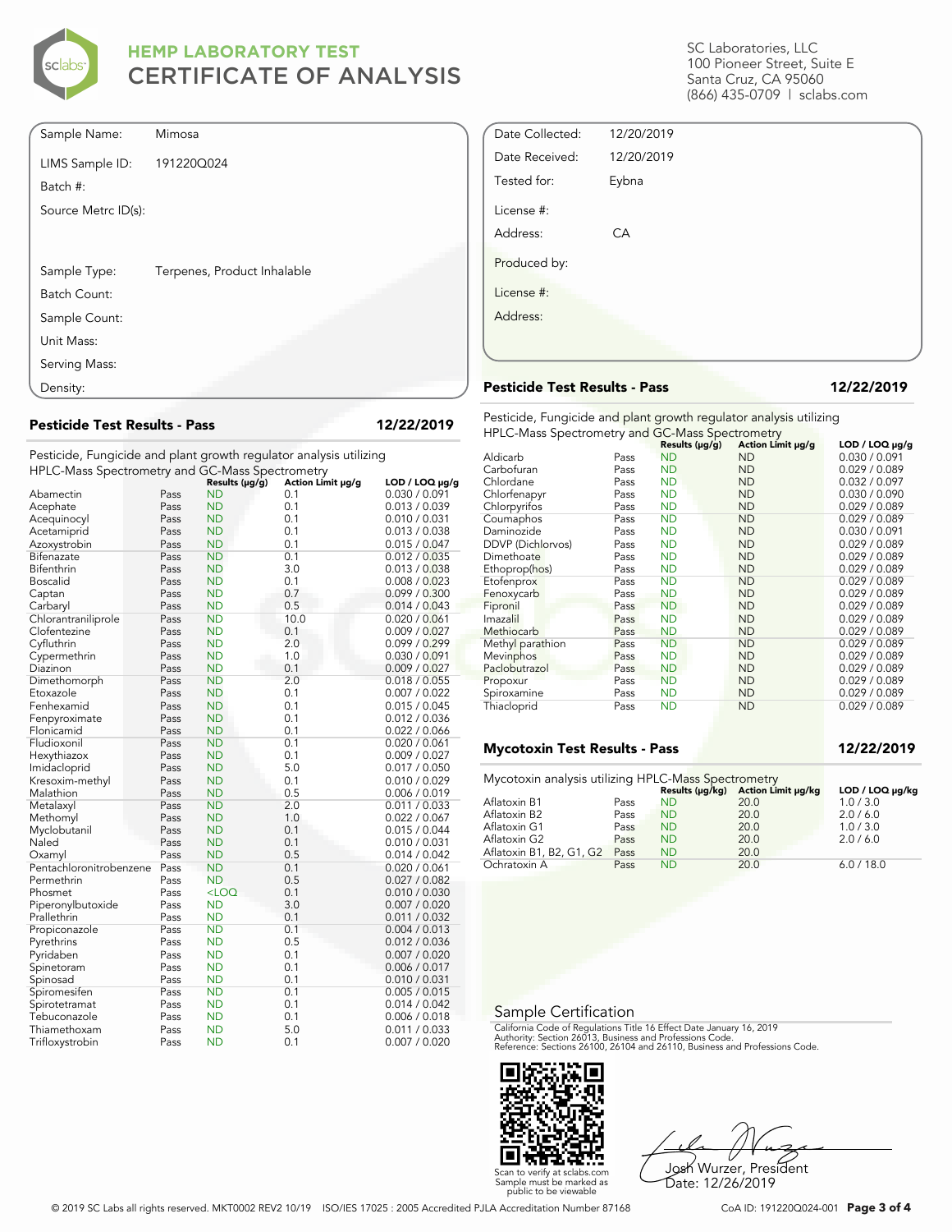# HEMP LABORATORY TEST
# CERTIFICATE OF ANALYSIS

SC Laboratories, LLC
100 Pioneer Street, Suite E
Santa Cruz, CA 95060
(866) 435-0709 | sclabs.com

| | |
|---|---|
| Sample Name: | Mimosa |
| LIMS Sample ID: | 191220Q024 |
| Batch #: | |
| Source Metrc ID(s): | |
| Sample Type: | Terpenes, Product Inhalable |
| Batch Count: | |
| Sample Count: | |
| Unit Mass: | |
| Serving Mass: | |
| Density: | |

| | |
|---|---|
| Date Collected: | 12/20/2019 |
| Date Received: | 12/20/2019 |
| Tested for: | Eybna |
| License #: | |
| Address: | CA |
| Produced by: | |
| License #: | |
| Address: | |

## Pesticide Test Results - Pass — 12/22/2019

Pesticide, Fungicide and plant growth regulator analysis utilizing HPLC-Mass Spectrometry and GC-Mass Spectrometry

| | | Results (μg/g) | Action Limit μg/g | LOD / LOQ μg/g |
|---|---|---|---|---|
| Abamectin | Pass | ND | 0.1 | 0.030 / 0.091 |
| Acephate | Pass | ND | 0.1 | 0.013 / 0.039 |
| Acequinocyl | Pass | ND | 0.1 | 0.010 / 0.031 |
| Acetamiprid | Pass | ND | 0.1 | 0.013 / 0.038 |
| Azoxystrobin | Pass | ND | 0.1 | 0.015 / 0.047 |
| Bifenazate | Pass | ND | 0.1 | 0.012 / 0.035 |
| Bifenthrin | Pass | ND | 3.0 | 0.013 / 0.038 |
| Boscalid | Pass | ND | 0.1 | 0.008 / 0.023 |
| Captan | Pass | ND | 0.7 | 0.099 / 0.300 |
| Carbaryl | Pass | ND | 0.5 | 0.014 / 0.043 |
| Chlorantraniliprole | Pass | ND | 10.0 | 0.020 / 0.061 |
| Clofentezine | Pass | ND | 0.1 | 0.009 / 0.027 |
| Cyfluthrin | Pass | ND | 2.0 | 0.099 / 0.299 |
| Cypermethrin | Pass | ND | 1.0 | 0.030 / 0.091 |
| Diazinon | Pass | ND | 0.1 | 0.009 / 0.027 |
| Dimethomorph | Pass | ND | 2.0 | 0.018 / 0.055 |
| Etoxazole | Pass | ND | 0.1 | 0.007 / 0.022 |
| Fenhexamid | Pass | ND | 0.1 | 0.015 / 0.045 |
| Fenpyroximate | Pass | ND | 0.1 | 0.012 / 0.036 |
| Flonicamid | Pass | ND | 0.1 | 0.022 / 0.066 |
| Fludioxonil | Pass | ND | 0.1 | 0.020 / 0.061 |
| Hexythiazox | Pass | ND | 0.1 | 0.009 / 0.027 |
| Imidacloprid | Pass | ND | 5.0 | 0.017 / 0.050 |
| Kresoxim-methyl | Pass | ND | 0.1 | 0.010 / 0.029 |
| Malathion | Pass | ND | 0.5 | 0.006 / 0.019 |
| Metalaxyl | Pass | ND | 2.0 | 0.011 / 0.033 |
| Methomyl | Pass | ND | 1.0 | 0.022 / 0.067 |
| Myclobutanil | Pass | ND | 0.1 | 0.015 / 0.044 |
| Naled | Pass | ND | 0.1 | 0.010 / 0.031 |
| Oxamyl | Pass | ND | 0.5 | 0.014 / 0.042 |
| Pentachloronitrobenzene | Pass | ND | 0.1 | 0.020 / 0.061 |
| Permethrin | Pass | ND | 0.5 | 0.027 / 0.082 |
| Phosmet | Pass | <LOQ | 0.1 | 0.010 / 0.030 |
| Piperonylbutoxide | Pass | ND | 3.0 | 0.007 / 0.020 |
| Prallethrin | Pass | ND | 0.1 | 0.011 / 0.032 |
| Propiconazole | Pass | ND | 0.1 | 0.004 / 0.013 |
| Pyrethrins | Pass | ND | 0.5 | 0.012 / 0.036 |
| Pyridaben | Pass | ND | 0.1 | 0.007 / 0.020 |
| Spinetoram | Pass | ND | 0.1 | 0.006 / 0.017 |
| Spinosad | Pass | ND | 0.1 | 0.010 / 0.031 |
| Spiromesifen | Pass | ND | 0.1 | 0.005 / 0.015 |
| Spirotetramat | Pass | ND | 0.1 | 0.014 / 0.042 |
| Tebuconazole | Pass | ND | 0.1 | 0.006 / 0.018 |
| Thiamethoxam | Pass | ND | 5.0 | 0.011 / 0.033 |
| Trifloxystrobin | Pass | ND | 0.1 | 0.007 / 0.020 |

## Pesticide Test Results - Pass — 12/22/2019

Pesticide, Fungicide and plant growth regulator analysis utilizing HPLC-Mass Spectrometry and GC-Mass Spectrometry

| | | Results (μg/g) | Action Limit μg/g | LOD / LOQ μg/g |
|---|---|---|---|---|
| Aldicarb | Pass | ND | ND | 0.030 / 0.091 |
| Carbofuran | Pass | ND | ND | 0.029 / 0.089 |
| Chlordane | Pass | ND | ND | 0.032 / 0.097 |
| Chlorfenapyr | Pass | ND | ND | 0.030 / 0.090 |
| Chlorpyrifos | Pass | ND | ND | 0.029 / 0.089 |
| Coumaphos | Pass | ND | ND | 0.029 / 0.089 |
| Daminozide | Pass | ND | ND | 0.030 / 0.091 |
| DDVP (Dichlorvos) | Pass | ND | ND | 0.029 / 0.089 |
| Dimethoate | Pass | ND | ND | 0.029 / 0.089 |
| Ethoprop(hos) | Pass | ND | ND | 0.029 / 0.089 |
| Etofenprox | Pass | ND | ND | 0.029 / 0.089 |
| Fenoxycarb | Pass | ND | ND | 0.029 / 0.089 |
| Fipronil | Pass | ND | ND | 0.029 / 0.089 |
| Imazalil | Pass | ND | ND | 0.029 / 0.089 |
| Methiocarb | Pass | ND | ND | 0.029 / 0.089 |
| Methyl parathion | Pass | ND | ND | 0.029 / 0.089 |
| Mevinphos | Pass | ND | ND | 0.029 / 0.089 |
| Paclobutrazol | Pass | ND | ND | 0.029 / 0.089 |
| Propoxur | Pass | ND | ND | 0.029 / 0.089 |
| Spiroxamine | Pass | ND | ND | 0.029 / 0.089 |
| Thiacloprid | Pass | ND | ND | 0.029 / 0.089 |

## Mycotoxin Test Results - Pass — 12/22/2019

Mycotoxin analysis utilizing HPLC-Mass Spectrometry

| | | Results (μg/kg) | Action Limit μg/kg | LOD / LOQ μg/kg |
|---|---|---|---|---|
| Aflatoxin B1 | Pass | ND | 20.0 | 1.0 / 3.0 |
| Aflatoxin B2 | Pass | ND | 20.0 | 2.0 / 6.0 |
| Aflatoxin G1 | Pass | ND | 20.0 | 1.0 / 3.0 |
| Aflatoxin G2 | Pass | ND | 20.0 | 2.0 / 6.0 |
| Aflatoxin B1, B2, G1, G2 | Pass | ND | 20.0 | |
| Ochratoxin A | Pass | ND | 20.0 | 6.0 / 18.0 |

## Sample Certification

California Code of Regulations Title 16 Effect Date January 16, 2019
Authority: Section 26013, Business and Professions Code.
Reference: Sections 26100, 26104 and 26110, Business and Professions Code.

Scan to verify at sclabs.com
Sample must be marked as public to be viewable

Josh Wurzer, President
Date: 12/26/2019

© 2019 SC Labs all rights reserved. MKT0002 REV2 10/19 ISO/IES 17025 : 2005 Accredited PJLA Accreditation Number 87168

CoA ID: 191220Q024-001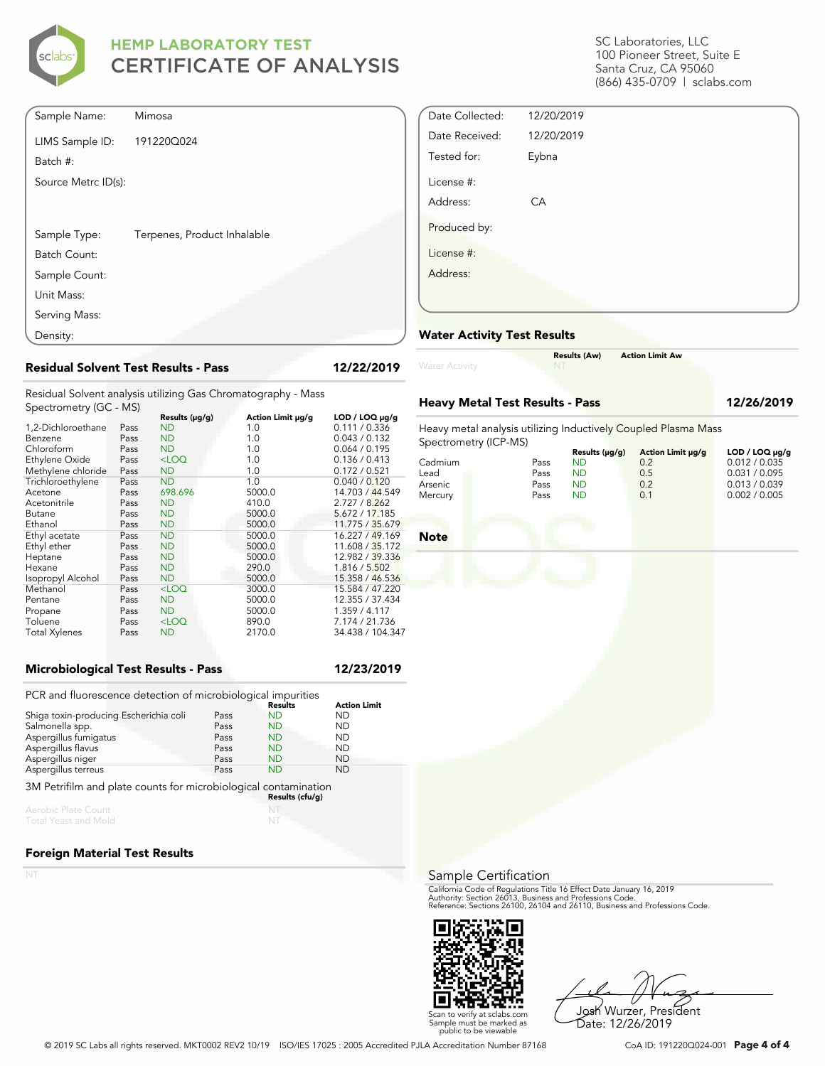# HEMP LABORATORY TEST
# CERTIFICATE OF ANALYSIS

SC Laboratories, LLC
100 Pioneer Street, Suite E
Santa Cruz, CA 95060
(866) 435-0709 | sclabs.com

| | |
|---|---|
| Sample Name: | Mimosa |
| LIMS Sample ID: | 191220Q024 |
| Batch #: | |
| Source Metrc ID(s): | |
| Sample Type: | Terpenes, Product Inhalable |
| Batch Count: | |
| Sample Count: | |
| Unit Mass: | |
| Serving Mass: | |
| Density: | |

| | |
|---|---|
| Date Collected: | 12/20/2019 |
| Date Received: | 12/20/2019 |
| Tested for: | Eybna |
| License #: | |
| Address: | CA |
| Produced by: | |
| License #: | |
| Address: | |

## Residual Solvent Test Results - Pass — 12/22/2019

Residual Solvent analysis utilizing Gas Chromatography - Mass Spectrometry (GC - MS)

| | | Results (µg/g) | Action Limit µg/g | LOD / LOQ µg/g |
|---|---|---|---|---|
| 1,2-Dichloroethane | Pass | ND | 1.0 | 0.111 / 0.336 |
| Benzene | Pass | ND | 1.0 | 0.043 / 0.132 |
| Chloroform | Pass | ND | 1.0 | 0.064 / 0.195 |
| Ethylene Oxide | Pass | <LOQ | 1.0 | 0.136 / 0.413 |
| Methylene chloride | Pass | ND | 1.0 | 0.172 / 0.521 |
| Trichloroethylene | Pass | ND | 1.0 | 0.040 / 0.120 |
| Acetone | Pass | 698.696 | 5000.0 | 14.703 / 44.549 |
| Acetonitrile | Pass | ND | 410.0 | 2.727 / 8.262 |
| Butane | Pass | ND | 5000.0 | 5.672 / 17.185 |
| Ethanol | Pass | ND | 5000.0 | 11.775 / 35.679 |
| Ethyl acetate | Pass | ND | 5000.0 | 16.227 / 49.169 |
| Ethyl ether | Pass | ND | 5000.0 | 11.608 / 35.172 |
| Heptane | Pass | ND | 5000.0 | 12.982 / 39.336 |
| Hexane | Pass | ND | 290.0 | 1.816 / 5.502 |
| Isopropyl Alcohol | Pass | ND | 5000.0 | 15.358 / 46.536 |
| Methanol | Pass | <LOQ | 3000.0 | 15.584 / 47.220 |
| Pentane | Pass | ND | 5000.0 | 12.355 / 37.434 |
| Propane | Pass | ND | 5000.0 | 1.359 / 4.117 |
| Toluene | Pass | <LOQ | 890.0 | 7.174 / 21.736 |
| Total Xylenes | Pass | ND | 2170.0 | 34.438 / 104.347 |

## Water Activity Test Results

| | Results (Aw) | Action Limit Aw |
|---|---|---|
| Water Activity | NT | |

## Heavy Metal Test Results - Pass — 12/26/2019

Heavy metal analysis utilizing Inductively Coupled Plasma Mass Spectrometry (ICP-MS)

| | | Results (µg/g) | Action Limit µg/g | LOD / LOQ µg/g |
|---|---|---|---|---|
| Cadmium | Pass | ND | 0.2 | 0.012 / 0.035 |
| Lead | Pass | ND | 0.5 | 0.031 / 0.095 |
| Arsenic | Pass | ND | 0.2 | 0.013 / 0.039 |
| Mercury | Pass | ND | 0.1 | 0.002 / 0.005 |

## Note

## Microbiological Test Results - Pass — 12/23/2019

PCR and fluorescence detection of microbiological impurities

| | | Results | Action Limit |
|---|---|---|---|
| Shiga toxin-producing Escherichia coli | Pass | ND | ND |
| Salmonella spp. | Pass | ND | ND |
| Aspergillus fumigatus | Pass | ND | ND |
| Aspergillus flavus | Pass | ND | ND |
| Aspergillus niger | Pass | ND | ND |
| Aspergillus terreus | Pass | ND | ND |

3M Petrifilm and plate counts for microbiological contamination

| | Results (cfu/g) |
|---|---|
| Aerobic Plate Count | NT |
| Total Yeast and Mold | NT |

## Foreign Material Test Results

NT

## Sample Certification

California Code of Regulations Title 16 Effect Date January 16, 2019
Authority: Section 26013, Business and Professions Code.
Reference: Sections 26100, 26104 and 26110, Business and Professions Code.

Scan to verify at sclabs.com
Sample must be marked as public to be viewable

Josh Wurzer, President
Date: 12/26/2019

© 2019 SC Labs all rights reserved. MKT0002 REV2 10/19 ISO/IES 17025 : 2005 Accredited PJLA Accreditation Number 87168 — CoA ID: 191220Q024-001